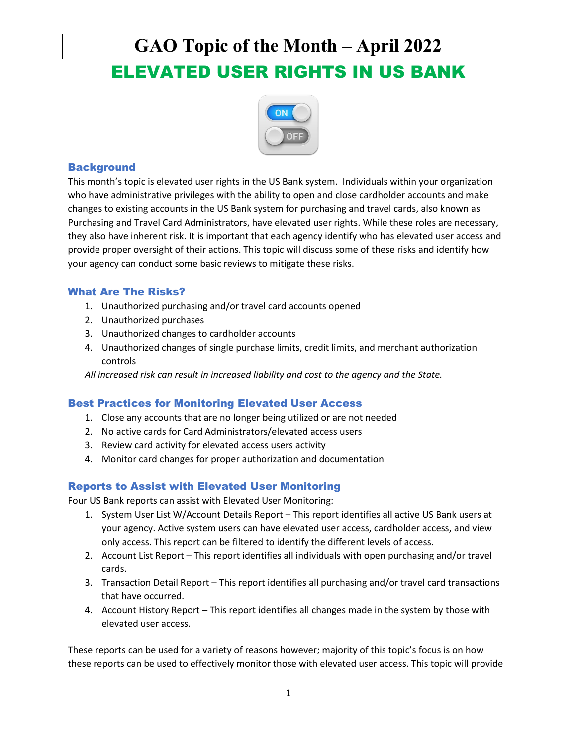# GAO Topic of the Month – April 2022

# ELEVATED USER RIGHTS IN US BANK

## Background

This month's topic is elevated user rights in the US Bank system. Individuals within your organization who have administrative privileges with the ability to open and close cardholder accounts and make changes to existing accounts in the US Bank system for purchasing and travel cards, also known as Purchasing and Travel Card Administrators, have elevated user rights. While these roles are necessary, they also have inherent risk. It is important that each agency identify who has elevated user access and provide proper oversight of their actions. This topic will discuss some of these risks and identify how your agency can conduct some basic reviews to mitigate these risks.

## What Are The Risks?

1. Unauthorized purchasing and/or travel card accounts opened
2. Unauthorized purchases
3. Unauthorized changes to cardholder accounts
4. Unauthorized changes of single purchase limits, credit limits, and merchant authorization controls

*All increased risk can result in increased liability and cost to the agency and the State.*

## Best Practices for Monitoring Elevated User Access

1. Close any accounts that are no longer being utilized or are not needed
2. No active cards for Card Administrators/elevated access users
3. Review card activity for elevated access users activity
4. Monitor card changes for proper authorization and documentation

## Reports to Assist with Elevated User Monitoring

Four US Bank reports can assist with Elevated User Monitoring:

1. System User List W/Account Details Report – This report identifies all active US Bank users at your agency. Active system users can have elevated user access, cardholder access, and view only access. This report can be filtered to identify the different levels of access.
2. Account List Report – This report identifies all individuals with open purchasing and/or travel cards.
3. Transaction Detail Report – This report identifies all purchasing and/or travel card transactions that have occurred.
4. Account History Report – This report identifies all changes made in the system by those with elevated user access.

These reports can be used for a variety of reasons however; majority of this topic's focus is on how these reports can be used to effectively monitor those with elevated user access. This topic will provide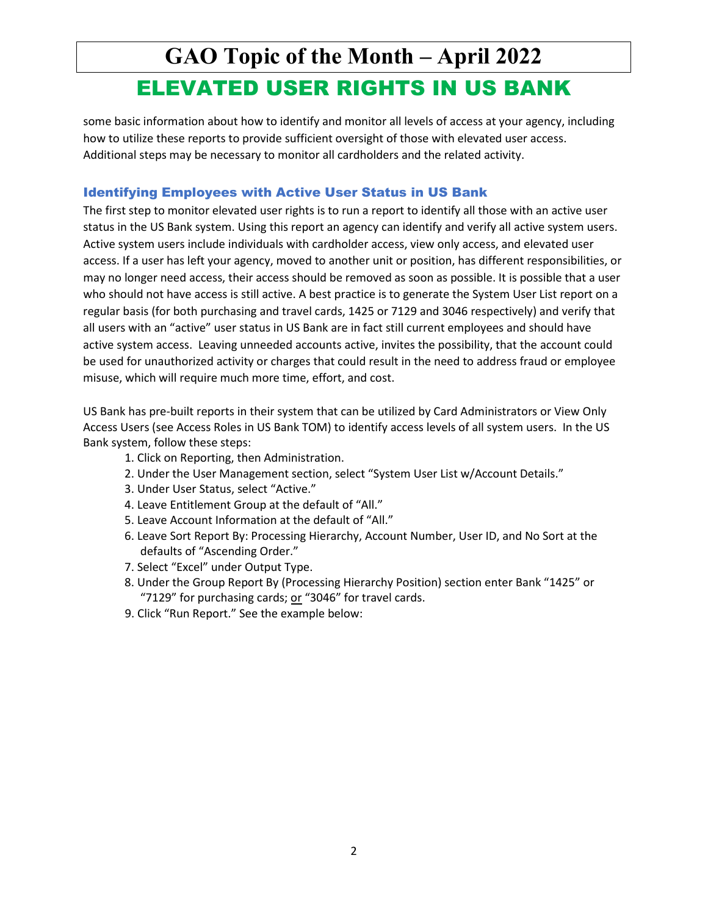some basic information about how to identify and monitor all levels of access at your agency, including how to utilize these reports to provide sufficient oversight of those with elevated user access. Additional steps may be necessary to monitor all cardholders and the related activity.

### Identifying Employees with Active User Status in US Bank

The first step to monitor elevated user rights is to run a report to identify all those with an active user status in the US Bank system. Using this report an agency can identify and verify all active system users. Active system users include individuals with cardholder access, view only access, and elevated user access. If a user has left your agency, moved to another unit or position, has different responsibilities, or may no longer need access, their access should be removed as soon as possible. It is possible that a user who should not have access is still active. A best practice is to generate the System User List report on a regular basis (for both purchasing and travel cards, 1425 or 7129 and 3046 respectively) and verify that all users with an "active" user status in US Bank are in fact still current employees and should have active system access. Leaving unneeded accounts active, invites the possibility, that the account could be used for unauthorized activity or charges that could result in the need to address fraud or employee misuse, which will require much more time, effort, and cost.

US Bank has pre-built reports in their system that can be utilized by Card Administrators or View Only Access Users (see Access Roles in US Bank TOM) to identify access levels of all system users. In the US Bank system, follow these steps:

1. Click on Reporting, then Administration.
2. Under the User Management section, select "System User List w/Account Details."
3. Under User Status, select "Active."
4. Leave Entitlement Group at the default of "All."
5. Leave Account Information at the default of "All."
6. Leave Sort Report By: Processing Hierarchy, Account Number, User ID, and No Sort at the defaults of "Ascending Order."
7. Select "Excel" under Output Type.
8. Under the Group Report By (Processing Hierarchy Position) section enter Bank "1425" or "7129" for purchasing cards; <u>or</u> "3046" for travel cards.
9. Click "Run Report." See the example below: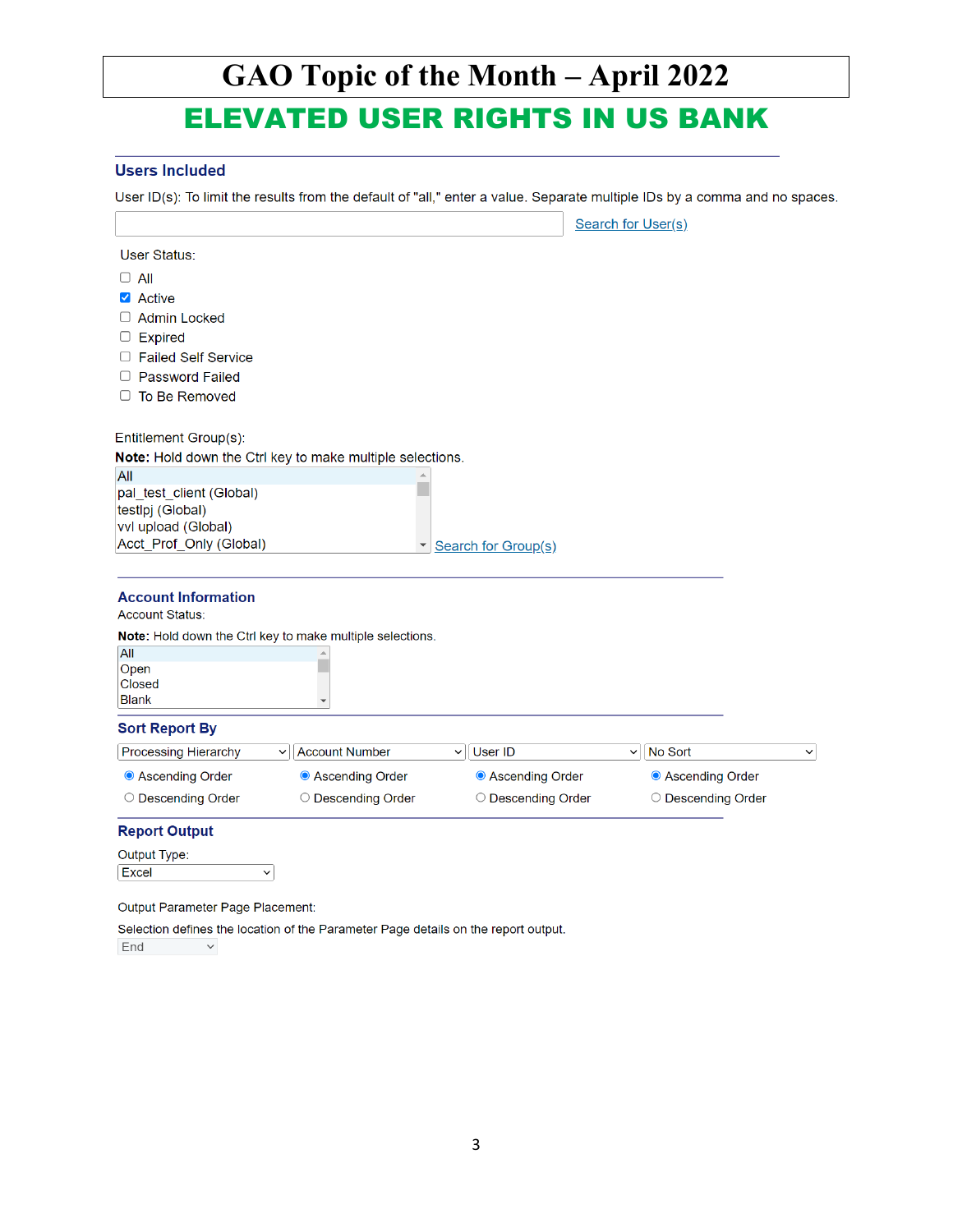# GAO Topic of the Month – April 2022

## ELEVATED USER RIGHTS IN US BANK

### Users Included

User ID(s): To limit the results from the default of "all," enter a value. Separate multiple IDs by a comma and no spaces.

Search for User(s)

User Status:

- [ ] All
- [x] Active
- [ ] Admin Locked
- [ ] Expired
- [ ] Failed Self Service
- [ ] Password Failed
- [ ] To Be Removed

Entitlement Group(s):

**Note:** Hold down the Ctrl key to make multiple selections.

All
pal_test_client (Global)
testlpj (Global)
vvl upload (Global)
Acct_Prof_Only (Global)

Search for Group(s)

### Account Information

Account Status:

**Note:** Hold down the Ctrl key to make multiple selections.

All
Open
Closed
Blank

### Sort Report By

| Processing Hierarchy | Account Number | User ID | No Sort |
|---|---|---|---|
| (•) Ascending Order | (•) Ascending Order | (•) Ascending Order | (•) Ascending Order |
| ( ) Descending Order | ( ) Descending Order | ( ) Descending Order | ( ) Descending Order |

### Report Output

Output Type:

Excel

Output Parameter Page Placement:

Selection defines the location of the Parameter Page details on the report output.

End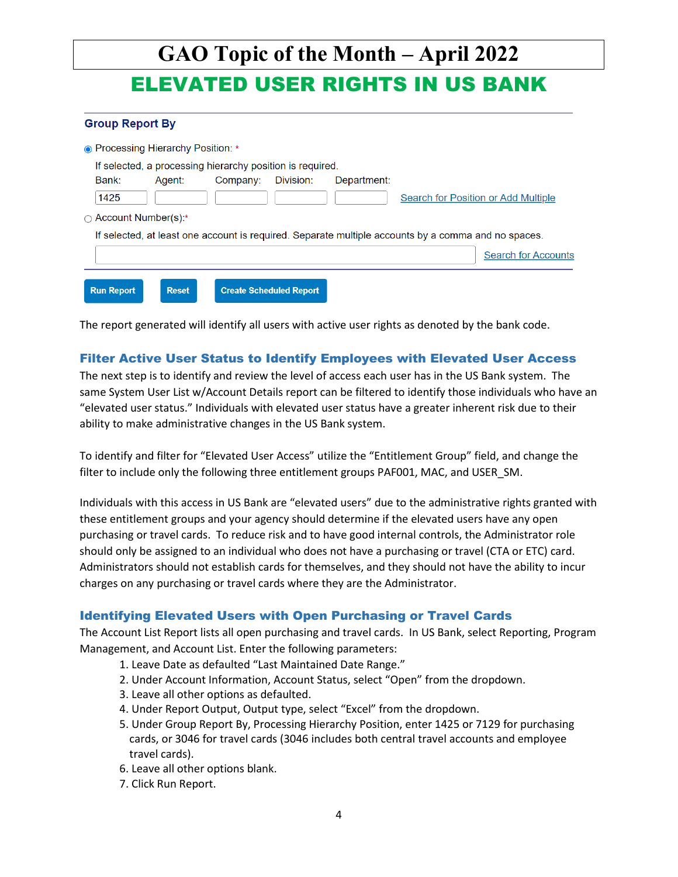# GAO Topic of the Month – April 2022

## ELEVATED USER RIGHTS IN US BANK

**Group Report By**

◉ Processing Hierarchy Position: *

If selected, a processing hierarchy position is required.

Bank: 1425 | Agent: | Company: | Division: | Department: | Search for Position or Add Multiple

○ Account Number(s):*

If selected, at least one account is required. Separate multiple accounts by a comma and no spaces.

Search for Accounts

Run Report | Reset | Create Scheduled Report

The report generated will identify all users with active user rights as denoted by the bank code.

### Filter Active User Status to Identify Employees with Elevated User Access

The next step is to identify and review the level of access each user has in the US Bank system. The same System User List w/Account Details report can be filtered to identify those individuals who have an "elevated user status." Individuals with elevated user status have a greater inherent risk due to their ability to make administrative changes in the US Bank system.

To identify and filter for "Elevated User Access" utilize the "Entitlement Group" field, and change the filter to include only the following three entitlement groups PAF001, MAC, and USER_SM.

Individuals with this access in US Bank are "elevated users" due to the administrative rights granted with these entitlement groups and your agency should determine if the elevated users have any open purchasing or travel cards. To reduce risk and to have good internal controls, the Administrator role should only be assigned to an individual who does not have a purchasing or travel (CTA or ETC) card. Administrators should not establish cards for themselves, and they should not have the ability to incur charges on any purchasing or travel cards where they are the Administrator.

### Identifying Elevated Users with Open Purchasing or Travel Cards

The Account List Report lists all open purchasing and travel cards. In US Bank, select Reporting, Program Management, and Account List. Enter the following parameters:

1. Leave Date as defaulted "Last Maintained Date Range."
2. Under Account Information, Account Status, select "Open" from the dropdown.
3. Leave all other options as defaulted.
4. Under Report Output, Output type, select "Excel" from the dropdown.
5. Under Group Report By, Processing Hierarchy Position, enter 1425 or 7129 for purchasing cards, or 3046 for travel cards (3046 includes both central travel accounts and employee travel cards).
6. Leave all other options blank.
7. Click Run Report.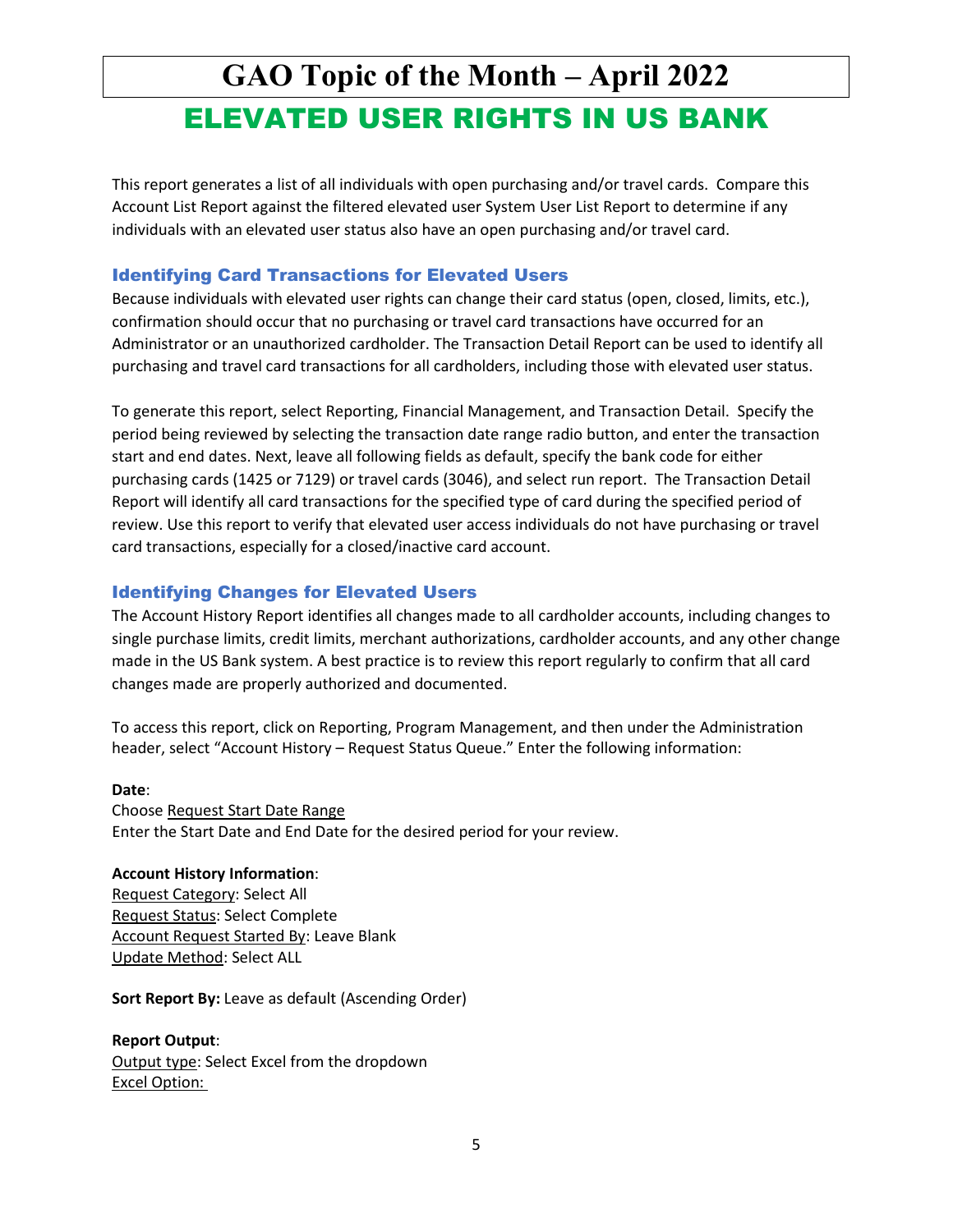# GAO Topic of the Month – April 2022

## ELEVATED USER RIGHTS IN US BANK

This report generates a list of all individuals with open purchasing and/or travel cards. Compare this Account List Report against the filtered elevated user System User List Report to determine if any individuals with an elevated user status also have an open purchasing and/or travel card.

### Identifying Card Transactions for Elevated Users

Because individuals with elevated user rights can change their card status (open, closed, limits, etc.), confirmation should occur that no purchasing or travel card transactions have occurred for an Administrator or an unauthorized cardholder. The Transaction Detail Report can be used to identify all purchasing and travel card transactions for all cardholders, including those with elevated user status.

To generate this report, select Reporting, Financial Management, and Transaction Detail. Specify the period being reviewed by selecting the transaction date range radio button, and enter the transaction start and end dates. Next, leave all following fields as default, specify the bank code for either purchasing cards (1425 or 7129) or travel cards (3046), and select run report. The Transaction Detail Report will identify all card transactions for the specified type of card during the specified period of review. Use this report to verify that elevated user access individuals do not have purchasing or travel card transactions, especially for a closed/inactive card account.

### Identifying Changes for Elevated Users

The Account History Report identifies all changes made to all cardholder accounts, including changes to single purchase limits, credit limits, merchant authorizations, cardholder accounts, and any other change made in the US Bank system. A best practice is to review this report regularly to confirm that all card changes made are properly authorized and documented.

To access this report, click on Reporting, Program Management, and then under the Administration header, select "Account History – Request Status Queue." Enter the following information:

**Date**:
Choose Request Start Date Range
Enter the Start Date and End Date for the desired period for your review.

**Account History Information**:
Request Category: Select All
Request Status: Select Complete
Account Request Started By: Leave Blank
Update Method: Select ALL

**Sort Report By:** Leave as default (Ascending Order)

**Report Output**:
Output type: Select Excel from the dropdown
Excel Option: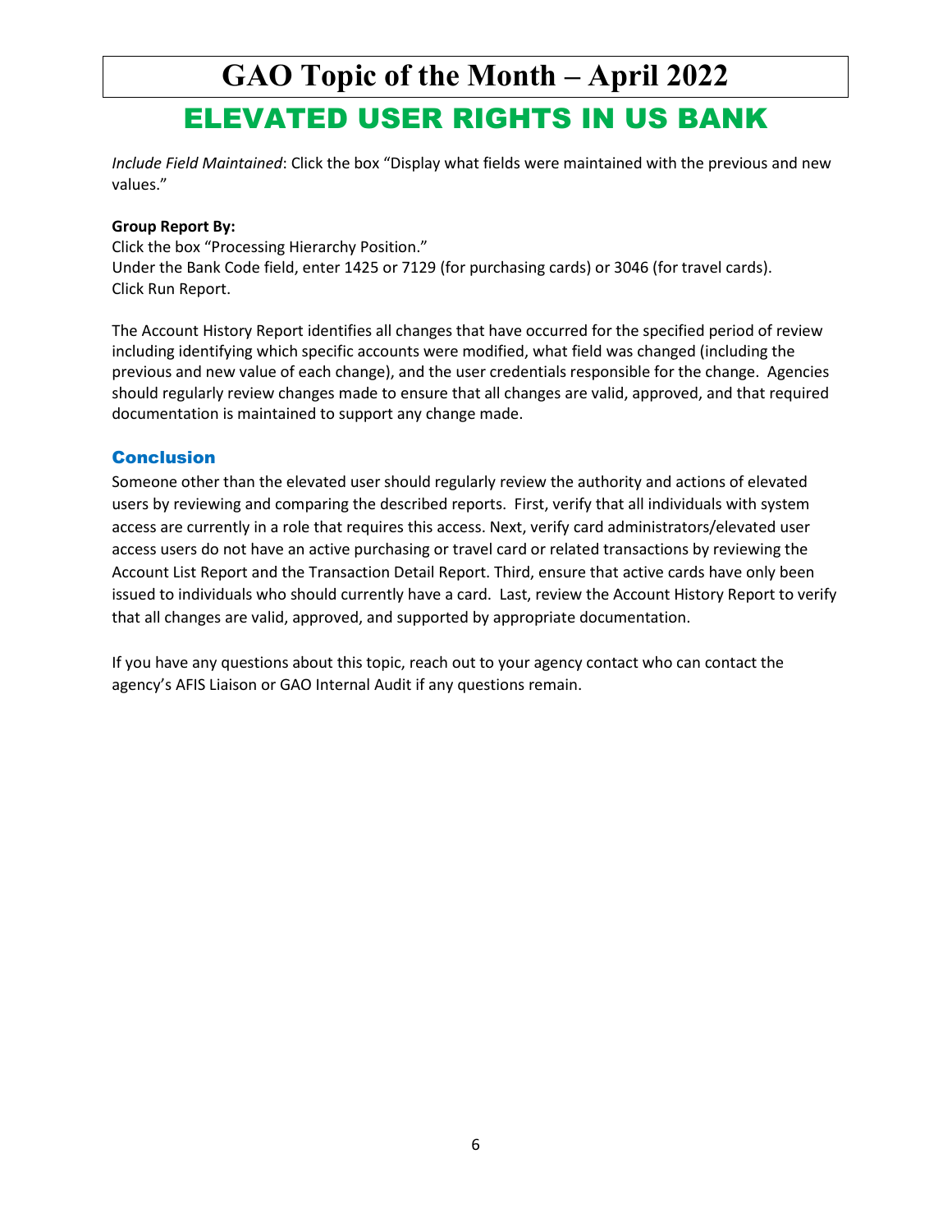# GAO Topic of the Month – April 2022

## ELEVATED USER RIGHTS IN US BANK

*Include Field Maintained*: Click the box “Display what fields were maintained with the previous and new values.”

**Group Report By:**
Click the box “Processing Hierarchy Position.”
Under the Bank Code field, enter 1425 or 7129 (for purchasing cards) or 3046 (for travel cards).
Click Run Report.

The Account History Report identifies all changes that have occurred for the specified period of review including identifying which specific accounts were modified, what field was changed (including the previous and new value of each change), and the user credentials responsible for the change. Agencies should regularly review changes made to ensure that all changes are valid, approved, and that required documentation is maintained to support any change made.

### Conclusion

Someone other than the elevated user should regularly review the authority and actions of elevated users by reviewing and comparing the described reports. First, verify that all individuals with system access are currently in a role that requires this access. Next, verify card administrators/elevated user access users do not have an active purchasing or travel card or related transactions by reviewing the Account List Report and the Transaction Detail Report. Third, ensure that active cards have only been issued to individuals who should currently have a card. Last, review the Account History Report to verify that all changes are valid, approved, and supported by appropriate documentation.

If you have any questions about this topic, reach out to your agency contact who can contact the agency’s AFIS Liaison or GAO Internal Audit if any questions remain.